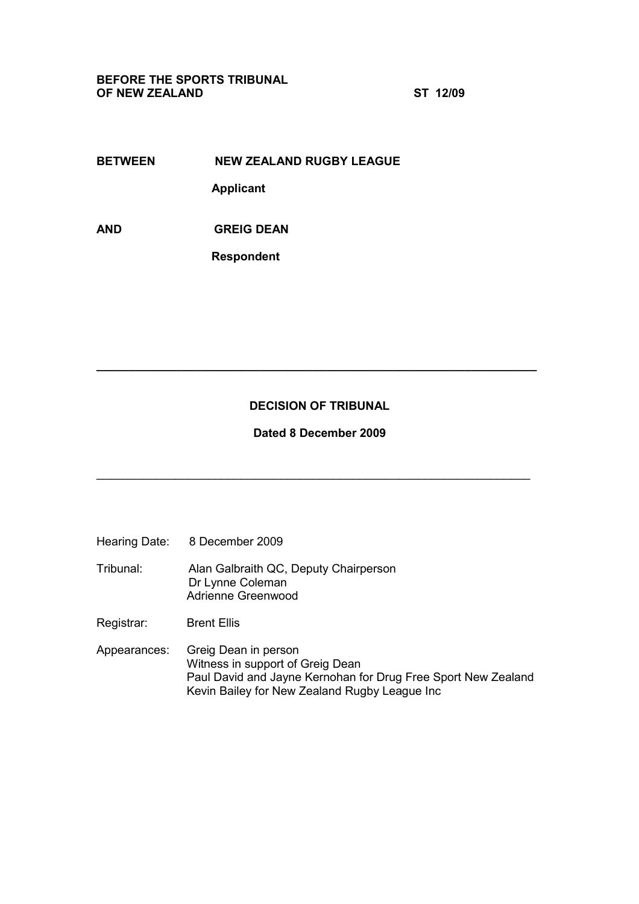**BEFORE THE SPORTS TRIBUNAL**
**OF NEW ZEALAND** **ST 12/09**

**BETWEEN** **NEW ZEALAND RUGBY LEAGUE**

**Applicant**

**AND** **GREIG DEAN**

**Respondent**

---

**DECISION OF TRIBUNAL**

**Dated 8 December 2009**

---

Hearing Date: 8 December 2009

Tribunal: Alan Galbraith QC, Deputy Chairperson
Dr Lynne Coleman
Adrienne Greenwood

Registrar: Brent Ellis

Appearances: Greig Dean in person
Witness in support of Greig Dean
Paul David and Jayne Kernohan for Drug Free Sport New Zealand
Kevin Bailey for New Zealand Rugby League Inc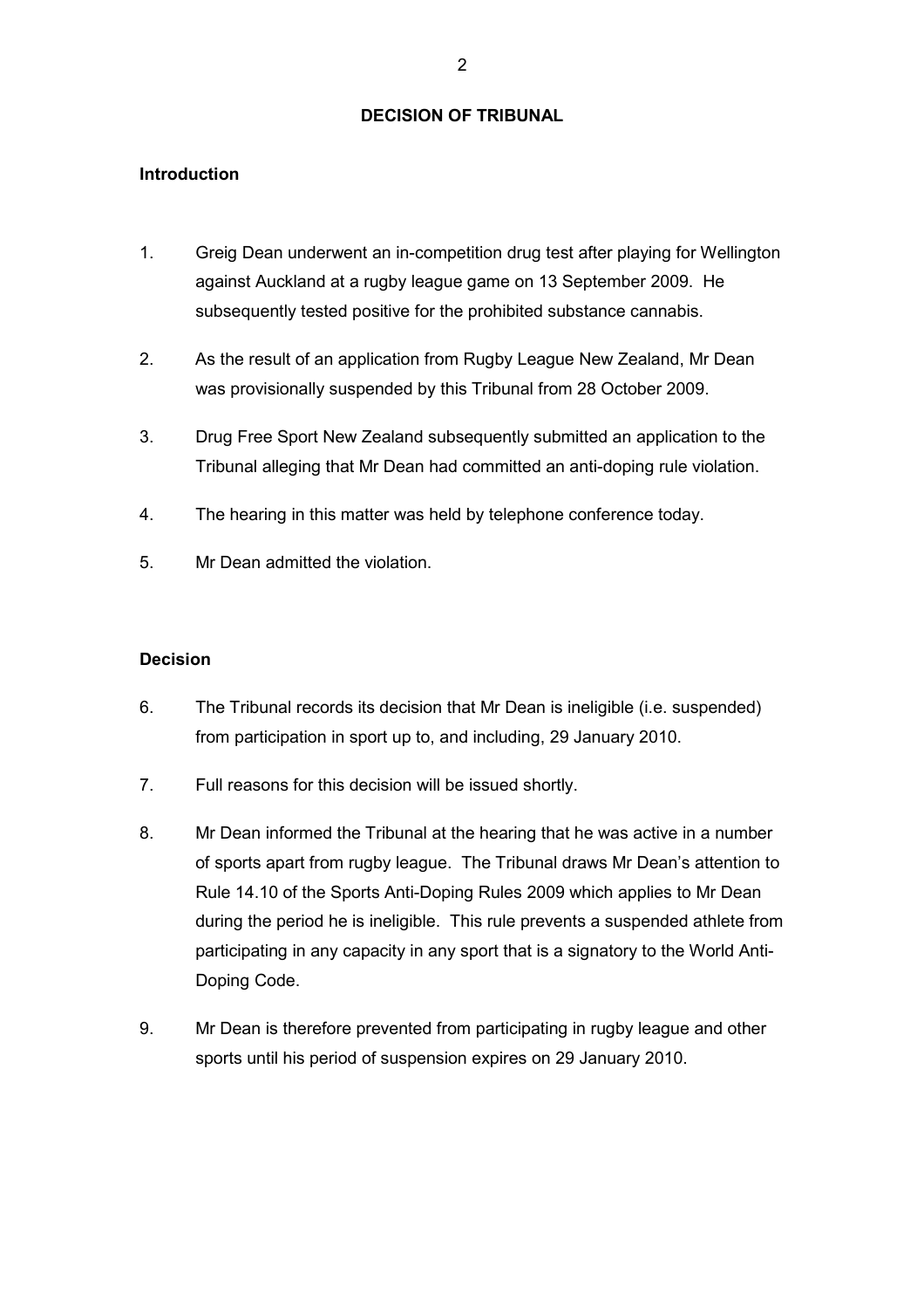## DECISION OF TRIBUNAL

### Introduction

1. Greig Dean underwent an in-competition drug test after playing for Wellington against Auckland at a rugby league game on 13 September 2009. He subsequently tested positive for the prohibited substance cannabis.

2. As the result of an application from Rugby League New Zealand, Mr Dean was provisionally suspended by this Tribunal from 28 October 2009.

3. Drug Free Sport New Zealand subsequently submitted an application to the Tribunal alleging that Mr Dean had committed an anti-doping rule violation.

4. The hearing in this matter was held by telephone conference today.

5. Mr Dean admitted the violation.

### Decision

6. The Tribunal records its decision that Mr Dean is ineligible (i.e. suspended) from participation in sport up to, and including, 29 January 2010.

7. Full reasons for this decision will be issued shortly.

8. Mr Dean informed the Tribunal at the hearing that he was active in a number of sports apart from rugby league. The Tribunal draws Mr Dean's attention to Rule 14.10 of the Sports Anti-Doping Rules 2009 which applies to Mr Dean during the period he is ineligible. This rule prevents a suspended athlete from participating in any capacity in any sport that is a signatory to the World Anti-Doping Code.

9. Mr Dean is therefore prevented from participating in rugby league and other sports until his period of suspension expires on 29 January 2010.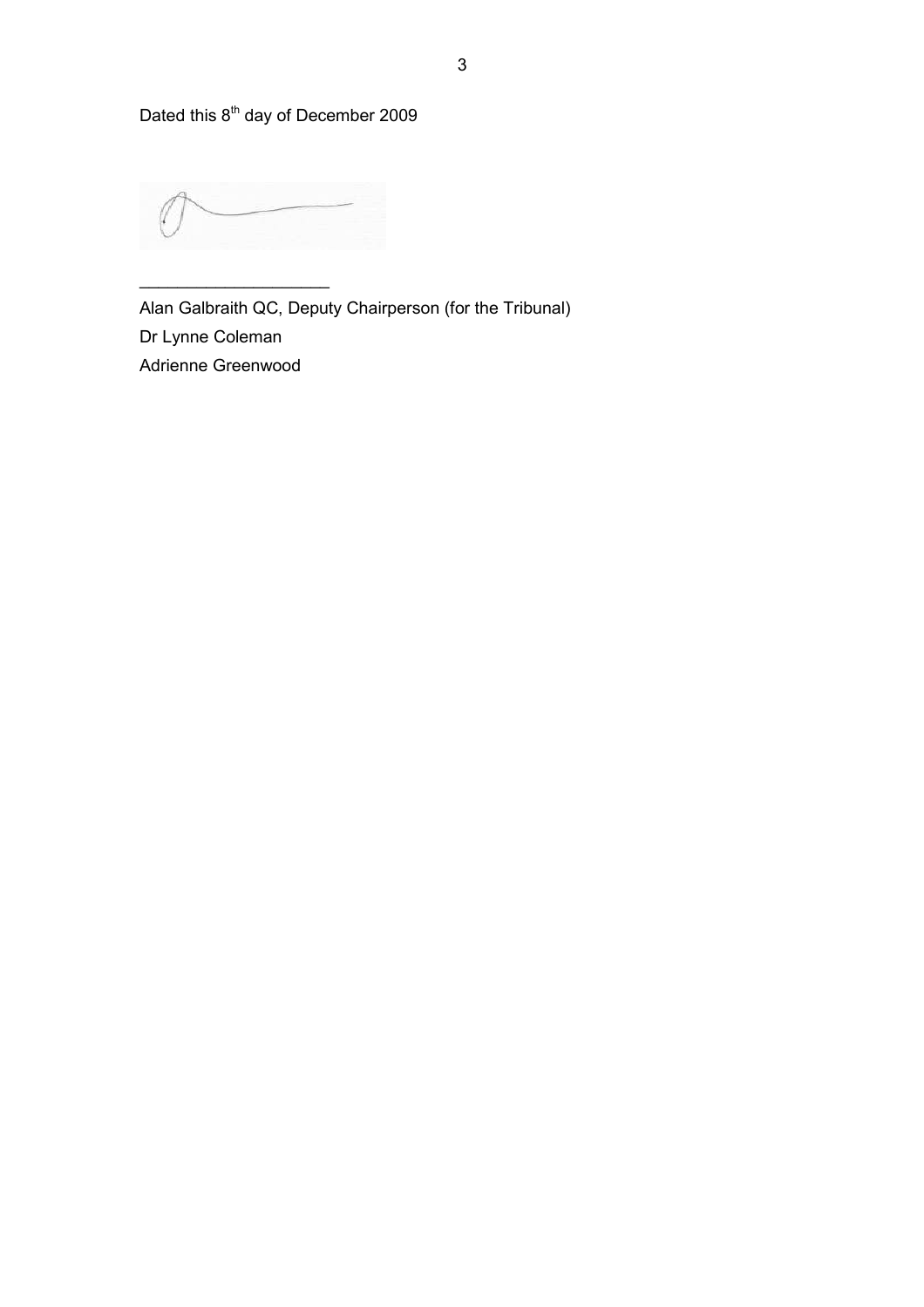Dated this 8th day of December 2009

\_\_\_\_\_\_\_\_\_\_\_\_\_\_\_\_\_\_\_\_

Alan Galbraith QC, Deputy Chairperson (for the Tribunal)

Dr Lynne Coleman

Adrienne Greenwood